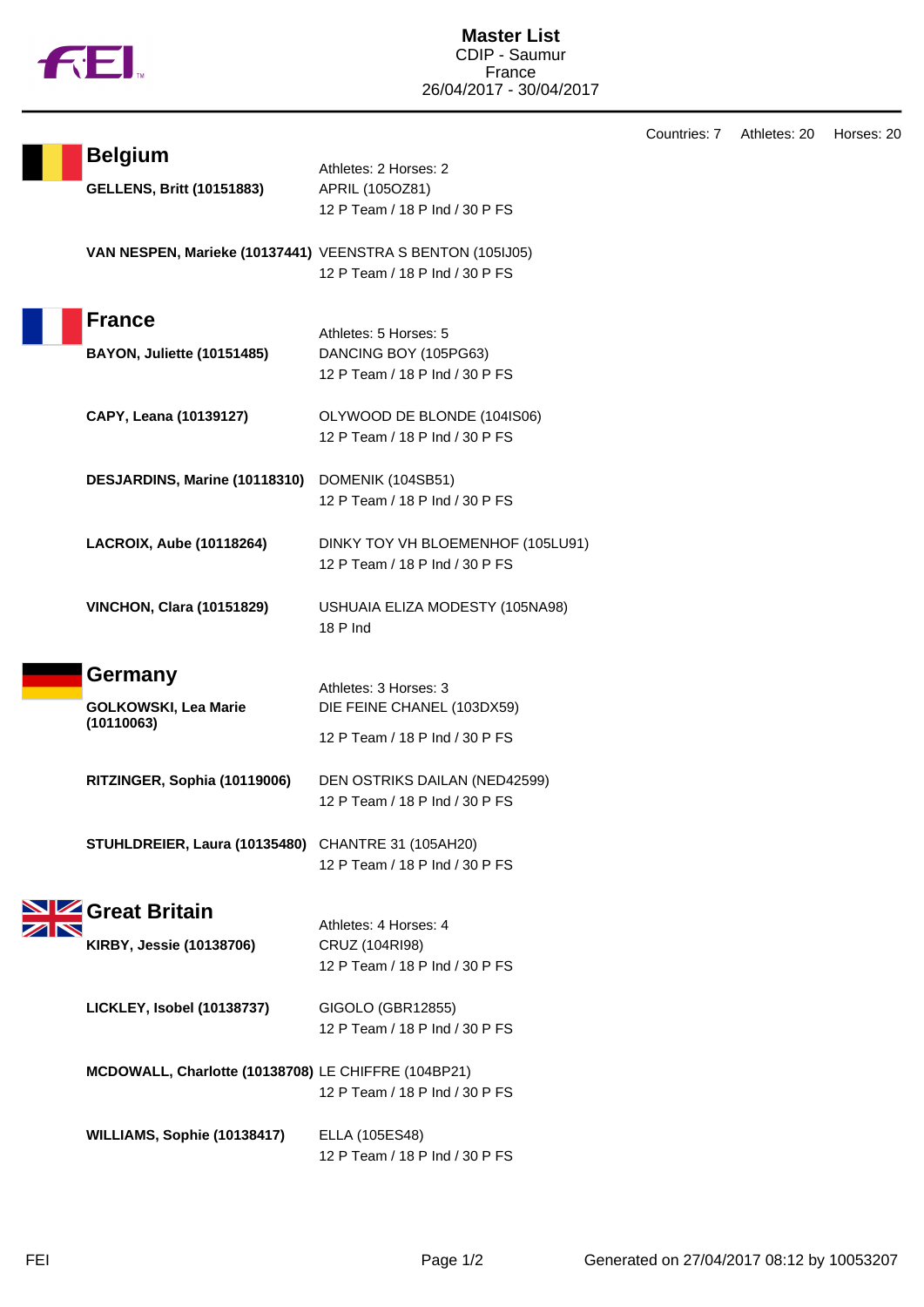# Master List

CDIP - Saumur
France
26/04/2017 - 30/04/2017

Countries: 7    Athletes: 20    Horses: 20

## Belgium

Athletes: 2 Horses: 2

**GELLENS, Britt (10151883)**
APRIL (105OZ81)
12 P Team / 18 P Ind / 30 P FS

**VAN NESPEN, Marieke (10137441)**
VEENSTRA S BENTON (105IJ05)
12 P Team / 18 P Ind / 30 P FS

## France

Athletes: 5 Horses: 5

**BAYON, Juliette (10151485)**
DANCING BOY (105PG63)
12 P Team / 18 P Ind / 30 P FS

**CAPY, Leana (10139127)**
OLYWOOD DE BLONDE (104IS06)
12 P Team / 18 P Ind / 30 P FS

**DESJARDINS, Marine (10118310)**
DOMENIK (104SB51)
12 P Team / 18 P Ind / 30 P FS

**LACROIX, Aube (10118264)**
DINKY TOY VH BLOEMENHOF (105LU91)
12 P Team / 18 P Ind / 30 P FS

**VINCHON, Clara (10151829)**
USHUAIA ELIZA MODESTY (105NA98)
18 P Ind

## Germany

Athletes: 3 Horses: 3

**GOLKOWSKI, Lea Marie (10110063)**
DIE FEINE CHANEL (103DX59)
12 P Team / 18 P Ind / 30 P FS

**RITZINGER, Sophia (10119006)**
DEN OSTRIKS DAILAN (NED42599)
12 P Team / 18 P Ind / 30 P FS

**STUHLDREIER, Laura (10135480)**
CHANTRE 31 (105AH20)
12 P Team / 18 P Ind / 30 P FS

## Great Britain

Athletes: 4 Horses: 4

**KIRBY, Jessie (10138706)**
CRUZ (104RI98)
12 P Team / 18 P Ind / 30 P FS

**LICKLEY, Isobel (10138737)**
GIGOLO (GBR12855)
12 P Team / 18 P Ind / 30 P FS

**MCDOWALL, Charlotte (10138708)**
LE CHIFFRE (104BP21)
12 P Team / 18 P Ind / 30 P FS

**WILLIAMS, Sophie (10138417)**
ELLA (105ES48)
12 P Team / 18 P Ind / 30 P FS

Generated on 27/04/2017 08:12 by 10053207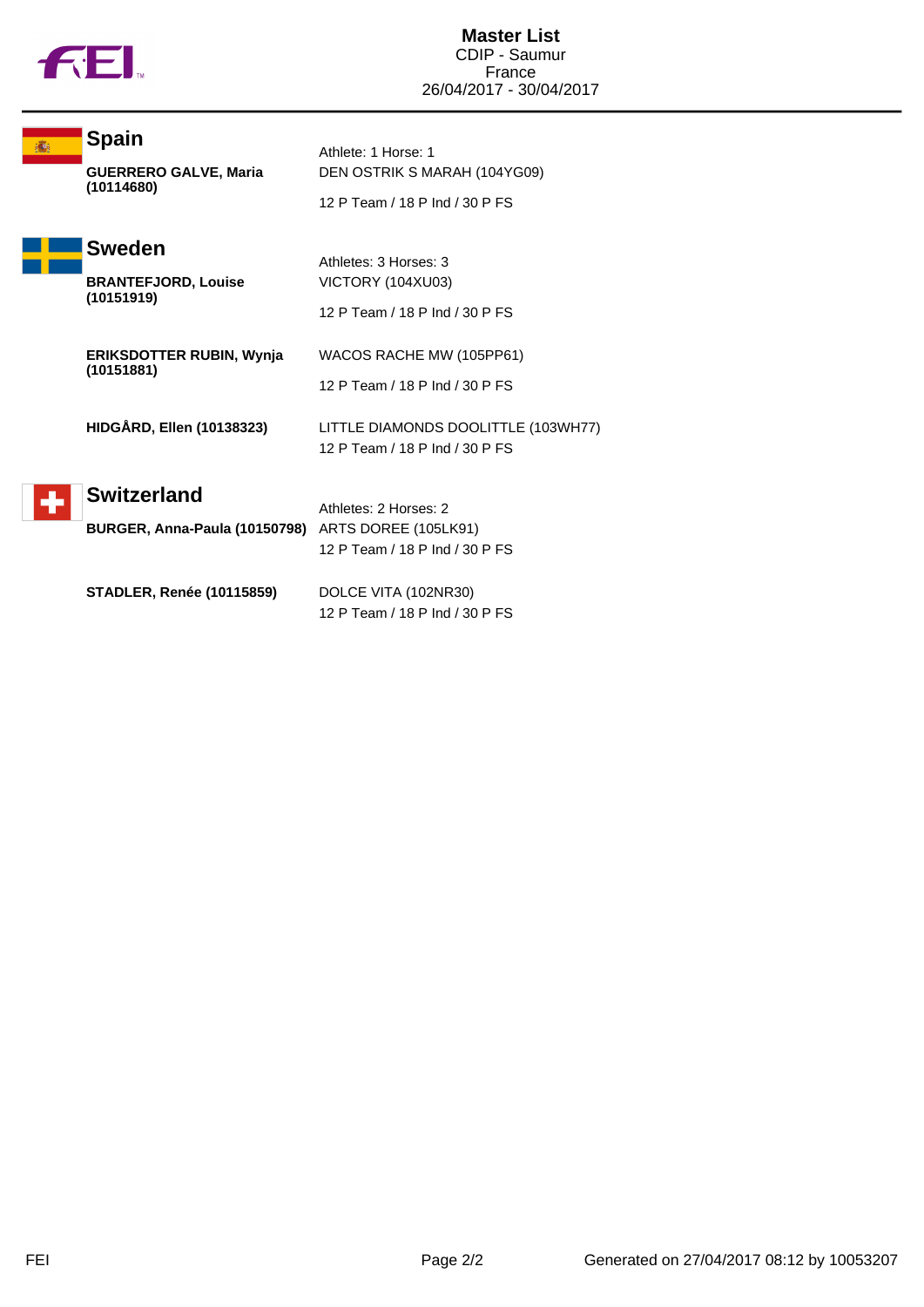# Master List

CDIP - Saumur
France
26/04/2017 - 30/04/2017

## Spain

Athlete: 1 Horse: 1

| Athlete | Horse / Classes |
|---|---|
| **GUERRERO GALVE, Maria (10114680)** | DEN OSTRIK S MARAH (104YG09)<br>12 P Team / 18 P Ind / 30 P FS |

## Sweden

Athletes: 3 Horses: 3

| Athlete | Horse / Classes |
|---|---|
| **BRANTEFJORD, Louise (10151919)** | VICTORY (104XU03)<br>12 P Team / 18 P Ind / 30 P FS |
| **ERIKSDOTTER RUBIN, Wynja (10151881)** | WACOS RACHE MW (105PP61)<br>12 P Team / 18 P Ind / 30 P FS |
| **HIDGÅRD, Ellen (10138323)** | LITTLE DIAMONDS DOOLITTLE (103WH77)<br>12 P Team / 18 P Ind / 30 P FS |

## Switzerland

Athletes: 2 Horses: 2

| Athlete | Horse / Classes |
|---|---|
| **BURGER, Anna-Paula (10150798)** | ARTS DOREE (105LK91)<br>12 P Team / 18 P Ind / 30 P FS |
| **STADLER, Renée (10115859)** | DOLCE VITA (102NR30)<br>12 P Team / 18 P Ind / 30 P FS |

Generated on 27/04/2017 08:12 by 10053207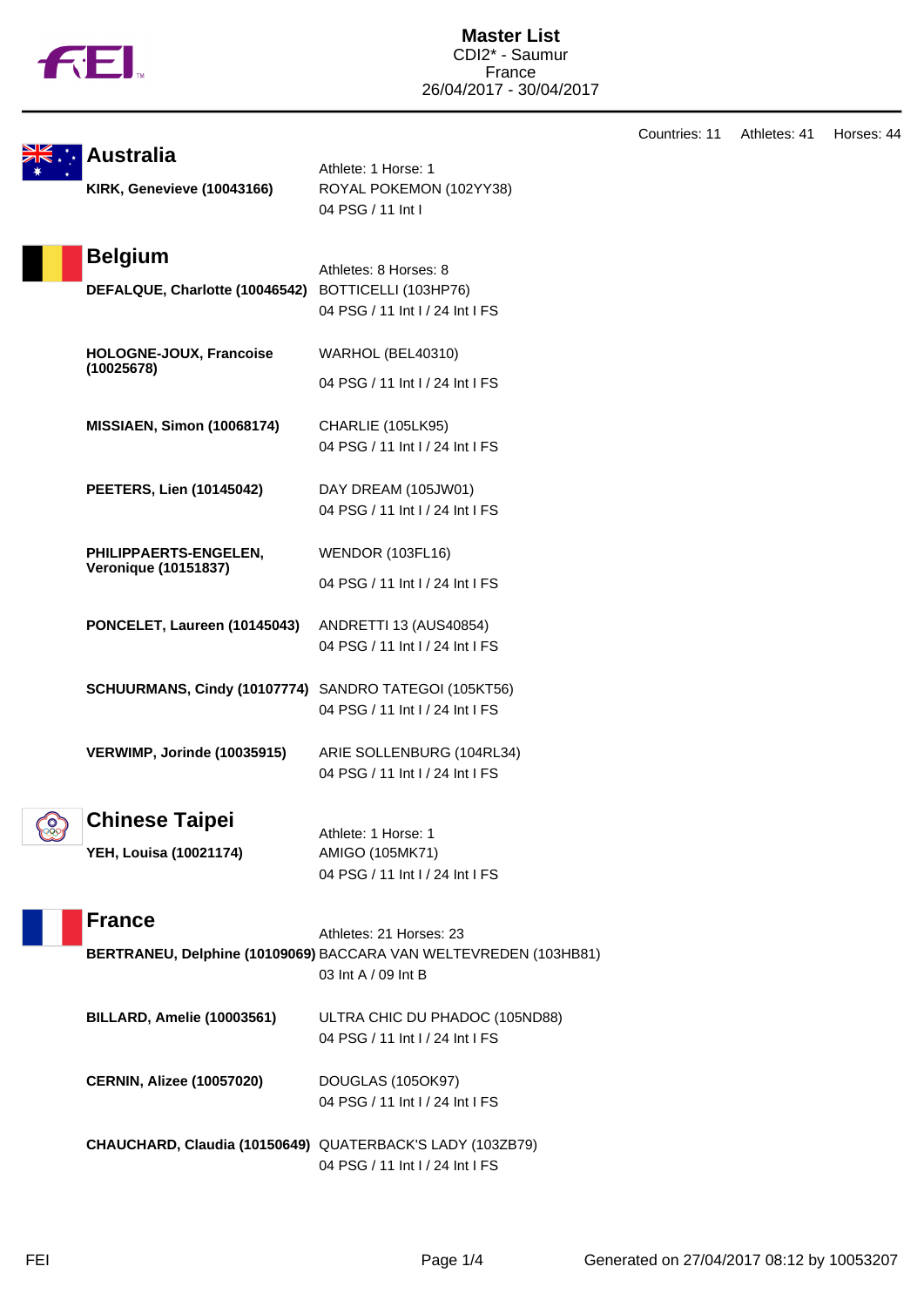**Master List**
CDI2* - Saumur
France
26/04/2017 - 30/04/2017

Countries: 11 Athletes: 41 Horses: 44

## Australia

Athlete: 1 Horse: 1

| Athlete | Horse / Competitions |
|---|---|
| **KIRK, Genevieve (10043166)** | ROYAL POKEMON (102YY38)<br>04 PSG / 11 Int I |

## Belgium

Athletes: 8 Horses: 8

| Athlete | Horse / Competitions |
|---|---|
| **DEFALQUE, Charlotte (10046542)** | BOTTICELLI (103HP76)<br>04 PSG / 11 Int I / 24 Int I FS |
| **HOLOGNE-JOUX, Francoise (10025678)** | WARHOL (BEL40310)<br>04 PSG / 11 Int I / 24 Int I FS |
| **MISSIAEN, Simon (10068174)** | CHARLIE (105LK95)<br>04 PSG / 11 Int I / 24 Int I FS |
| **PEETERS, Lien (10145042)** | DAY DREAM (105JW01)<br>04 PSG / 11 Int I / 24 Int I FS |
| **PHILIPPAERTS-ENGELEN, Veronique (10151837)** | WENDOR (103FL16)<br>04 PSG / 11 Int I / 24 Int I FS |
| **PONCELET, Laureen (10145043)** | ANDRETTI 13 (AUS40854)<br>04 PSG / 11 Int I / 24 Int I FS |
| **SCHUURMANS, Cindy (10107774)** | SANDRO TATEGOI (105KT56)<br>04 PSG / 11 Int I / 24 Int I FS |
| **VERWIMP, Jorinde (10035915)** | ARIE SOLLENBURG (104RL34)<br>04 PSG / 11 Int I / 24 Int I FS |

## Chinese Taipei

Athlete: 1 Horse: 1

| Athlete | Horse / Competitions |
|---|---|
| **YEH, Louisa (10021174)** | AMIGO (105MK71)<br>04 PSG / 11 Int I / 24 Int I FS |

## France

Athletes: 21 Horses: 23

| Athlete | Horse / Competitions |
|---|---|
| **BERTRANEU, Delphine (10109069)** | BACCARA VAN WELTEVREDEN (103HB81)<br>03 Int A / 09 Int B |
| **BILLARD, Amelie (10003561)** | ULTRA CHIC DU PHADOC (105ND88)<br>04 PSG / 11 Int I / 24 Int I FS |
| **CERNIN, Alizee (10057020)** | DOUGLAS (105OK97)<br>04 PSG / 11 Int I / 24 Int I FS |
| **CHAUCHARD, Claudia (10150649)** | QUATERBACK'S LADY (103ZB79)<br>04 PSG / 11 Int I / 24 Int I FS |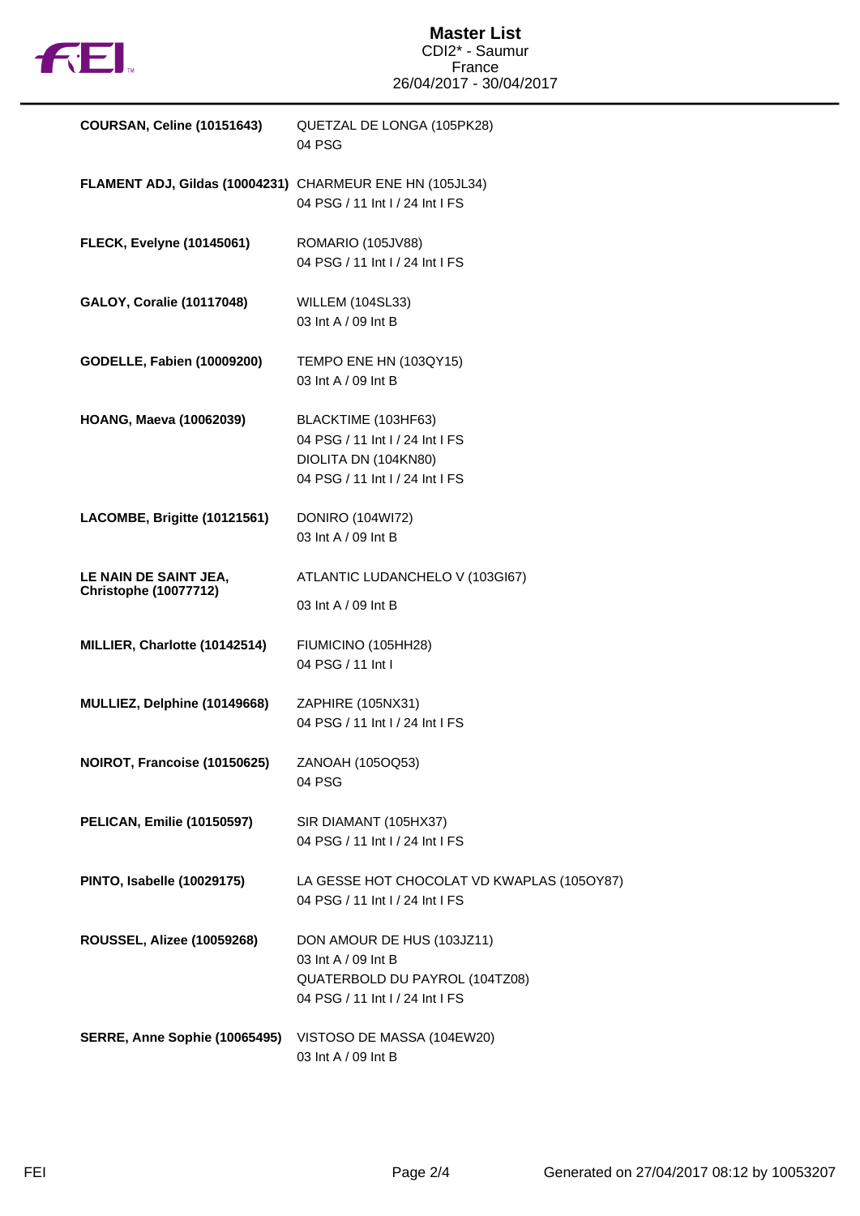# Master List

CDI2* - Saumur
France
26/04/2017 - 30/04/2017

| Rider | Horse / Competitions |
|---|---|
| **COURSAN, Celine (10151643)** | QUETZAL DE LONGA (105PK28)<br>04 PSG |
| **FLAMENT ADJ, Gildas (10004231)** | CHARMEUR ENE HN (105JL34)<br>04 PSG / 11 Int I / 24 Int I FS |
| **FLECK, Evelyne (10145061)** | ROMARIO (105JV88)<br>04 PSG / 11 Int I / 24 Int I FS |
| **GALOY, Coralie (10117048)** | WILLEM (104SL33)<br>03 Int A / 09 Int B |
| **GODELLE, Fabien (10009200)** | TEMPO ENE HN (103QY15)<br>03 Int A / 09 Int B |
| **HOANG, Maeva (10062039)** | BLACKTIME (103HF63)<br>04 PSG / 11 Int I / 24 Int I FS<br>DIOLITA DN (104KN80)<br>04 PSG / 11 Int I / 24 Int I FS |
| **LACOMBE, Brigitte (10121561)** | DONIRO (104WI72)<br>03 Int A / 09 Int B |
| **LE NAIN DE SAINT JEA, Christophe (10077712)** | ATLANTIC LUDANCHELO V (103GI67)<br>03 Int A / 09 Int B |
| **MILLIER, Charlotte (10142514)** | FIUMICINO (105HH28)<br>04 PSG / 11 Int I |
| **MULLIEZ, Delphine (10149668)** | ZAPHIRE (105NX31)<br>04 PSG / 11 Int I / 24 Int I FS |
| **NOIROT, Francoise (10150625)** | ZANOAH (105OQ53)<br>04 PSG |
| **PELICAN, Emilie (10150597)** | SIR DIAMANT (105HX37)<br>04 PSG / 11 Int I / 24 Int I FS |
| **PINTO, Isabelle (10029175)** | LA GESSE HOT CHOCOLAT VD KWAPLAS (105OY87)<br>04 PSG / 11 Int I / 24 Int I FS |
| **ROUSSEL, Alizee (10059268)** | DON AMOUR DE HUS (103JZ11)<br>03 Int A / 09 Int B<br>QUATERBOLD DU PAYROL (104TZ08)<br>04 PSG / 11 Int I / 24 Int I FS |
| **SERRE, Anne Sophie (10065495)** | VISTOSO DE MASSA (104EW20)<br>03 Int A / 09 Int B |

Generated on 27/04/2017 08:12 by 10053207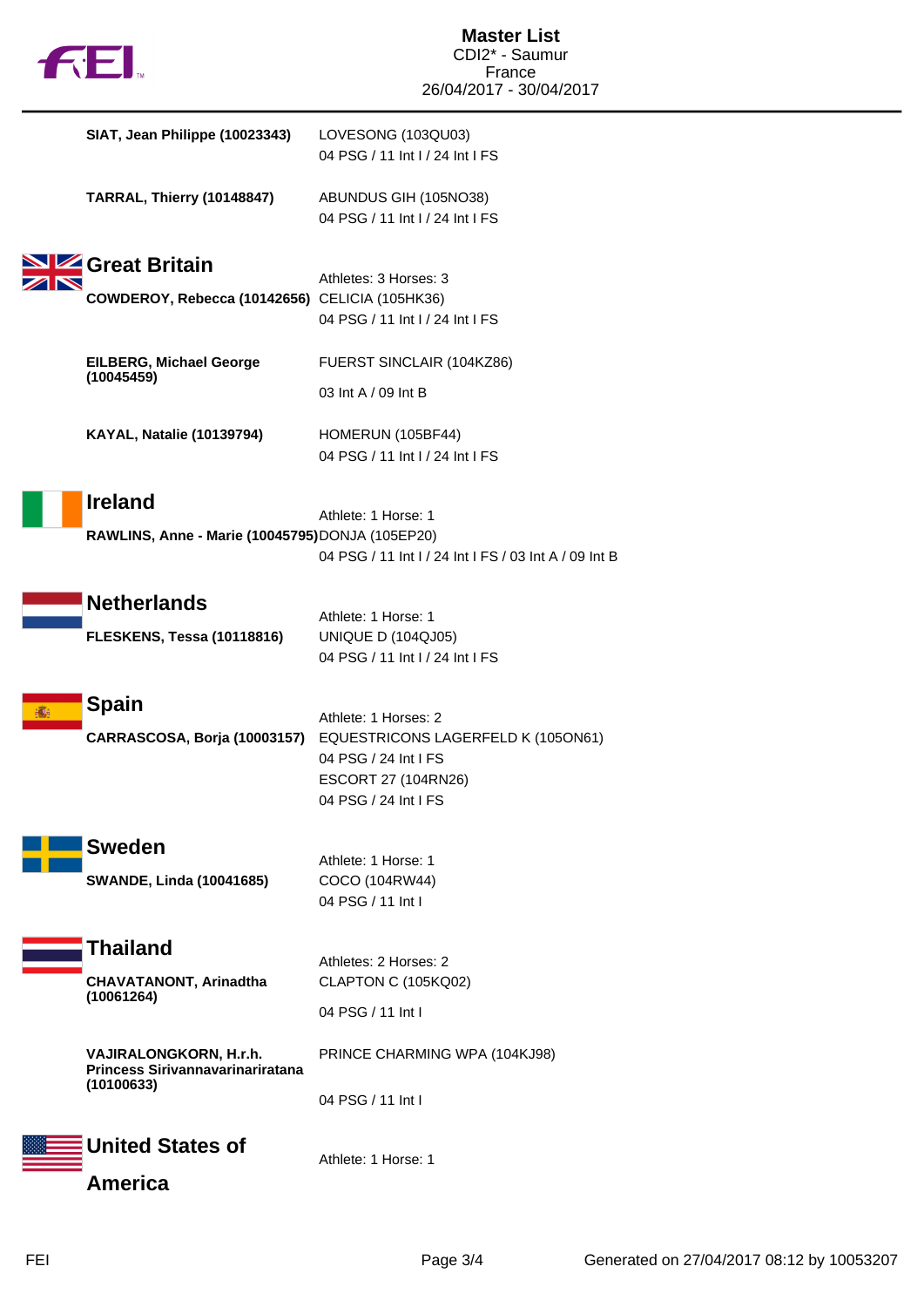SIAT, Jean Philippe (10023343) — LOVESONG (103QU03)
04 PSG / 11 Int I / 24 Int I FS

TARRAL, Thierry (10148847) — ABUNDUS GIH (105NO38)
04 PSG / 11 Int I / 24 Int I FS

## Great Britain

Athletes: 3 Horses: 3

**COWDEROY, Rebecca (10142656)** — CELICIA (105HK36)
04 PSG / 11 Int I / 24 Int I FS

**EILBERG, Michael George (10045459)** — FUERST SINCLAIR (104KZ86)
03 Int A / 09 Int B

**KAYAL, Natalie (10139794)** — HOMERUN (105BF44)
04 PSG / 11 Int I / 24 Int I FS

## Ireland

Athlete: 1 Horse: 1

**RAWLINS, Anne - Marie (10045795)** — DONJA (105EP20)
04 PSG / 11 Int I / 24 Int I FS / 03 Int A / 09 Int B

## Netherlands

Athlete: 1 Horse: 1

**FLESKENS, Tessa (10118816)** — UNIQUE D (104QJ05)
04 PSG / 11 Int I / 24 Int I FS

## Spain

Athlete: 1 Horses: 2

**CARRASCOSA, Borja (10003157)** — EQUESTRICONS LAGERFELD K (105ON61)
04 PSG / 24 Int I FS
ESCORT 27 (104RN26)
04 PSG / 24 Int I FS

## Sweden

Athlete: 1 Horse: 1

**SWANDE, Linda (10041685)** — COCO (104RW44)
04 PSG / 11 Int I

## Thailand

Athletes: 2 Horses: 2

**CHAVATANONT, Arinadtha (10061264)** — CLAPTON C (105KQ02)
04 PSG / 11 Int I

**VAJIRALONGKORN, H.r.h. Princess Sirivannavarinariratana (10100633)** — PRINCE CHARMING WPA (104KJ98)
04 PSG / 11 Int I

## United States of America

Athlete: 1 Horse: 1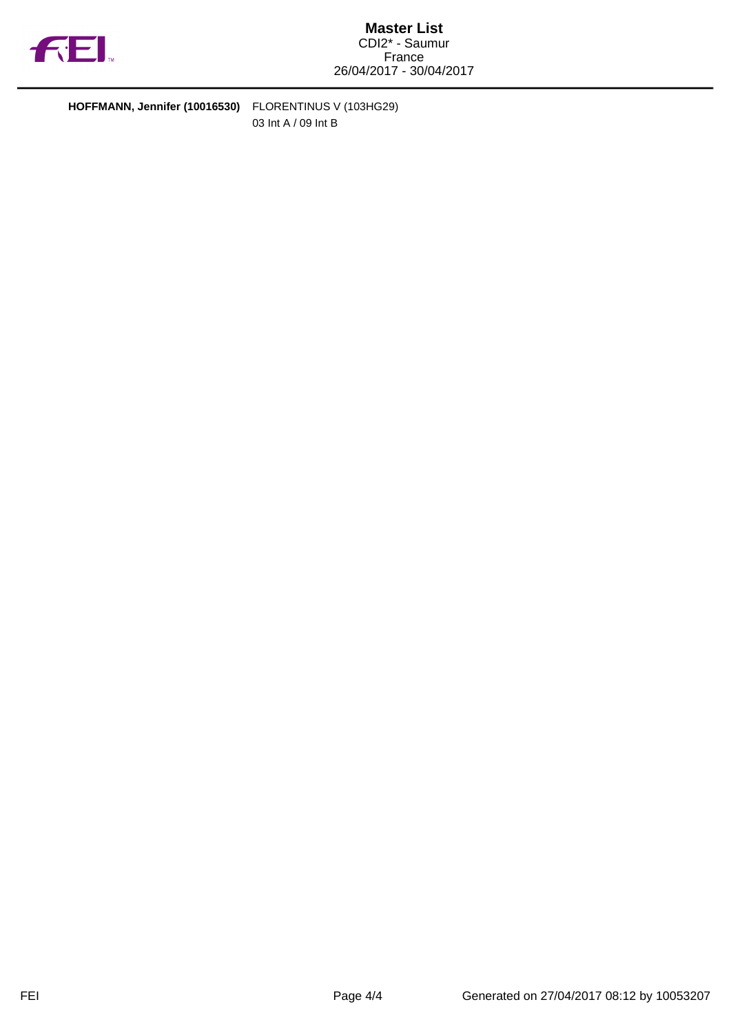**HOFFMANN, Jennifer (10016530)** FLORENTINUS V (103HG29)
03 Int A / 09 Int B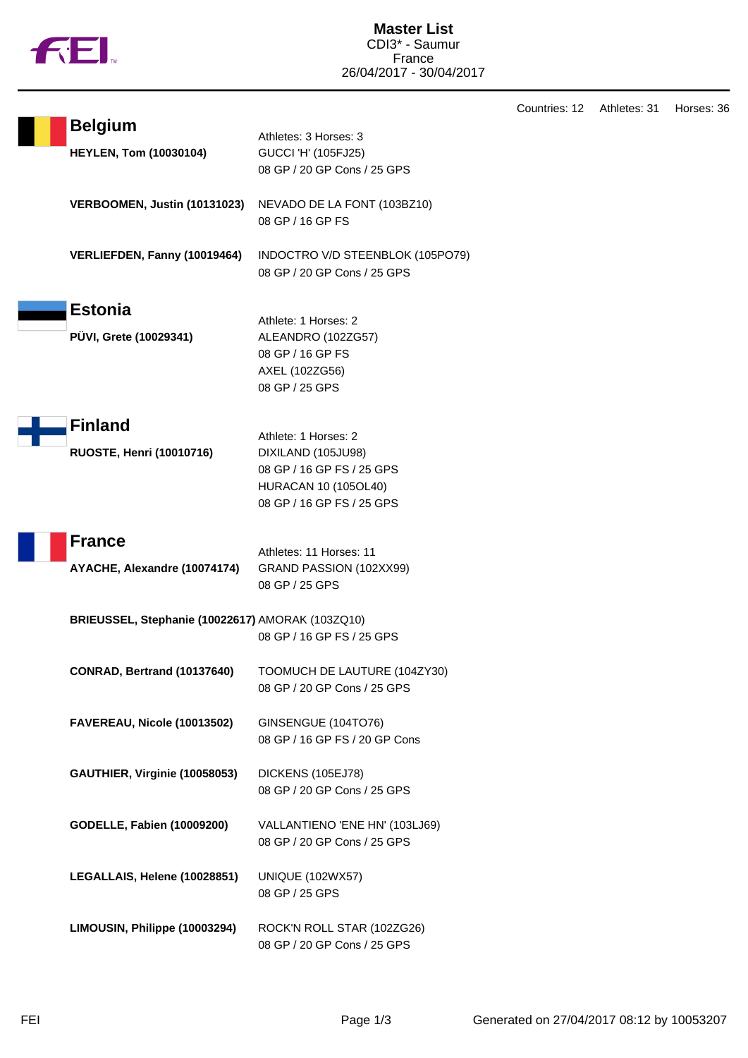# Master List

CDI3* - Saumur
France
26/04/2017 - 30/04/2017

Countries: 12 Athletes: 31 Horses: 36

## Belgium

Athletes: 3 Horses: 3

| | |
|---|---|
| **HEYLEN, Tom (10030104)** | GUCCI 'H' (105FJ25)<br>08 GP / 20 GP Cons / 25 GPS |
| **VERBOOMEN, Justin (10131023)** | NEVADO DE LA FONT (103BZ10)<br>08 GP / 16 GP FS |
| **VERLIEFDEN, Fanny (10019464)** | INDOCTRO V/D STEENBLOK (105PO79)<br>08 GP / 20 GP Cons / 25 GPS |

## Estonia

Athlete: 1 Horses: 2

| | |
|---|---|
| **PÜVI, Grete (10029341)** | ALEANDRO (102ZG57)<br>08 GP / 16 GP FS<br>AXEL (102ZG56)<br>08 GP / 25 GPS |

## Finland

Athlete: 1 Horses: 2

| | |
|---|---|
| **RUOSTE, Henri (10010716)** | DIXILAND (105JU98)<br>08 GP / 16 GP FS / 25 GPS<br>HURACAN 10 (105OL40)<br>08 GP / 16 GP FS / 25 GPS |

## France

Athletes: 11 Horses: 11

| | |
|---|---|
| **AYACHE, Alexandre (10074174)** | GRAND PASSION (102XX99)<br>08 GP / 25 GPS |
| **BRIEUSSEL, Stephanie (10022617)** | AMORAK (103ZQ10)<br>08 GP / 16 GP FS / 25 GPS |
| **CONRAD, Bertrand (10137640)** | TOOMUCH DE LAUTURE (104ZY30)<br>08 GP / 20 GP Cons / 25 GPS |
| **FAVEREAU, Nicole (10013502)** | GINSENGUE (104TO76)<br>08 GP / 16 GP FS / 20 GP Cons |
| **GAUTHIER, Virginie (10058053)** | DICKENS (105EJ78)<br>08 GP / 20 GP Cons / 25 GPS |
| **GODELLE, Fabien (10009200)** | VALLANTIENO 'ENE HN' (103LJ69)<br>08 GP / 20 GP Cons / 25 GPS |
| **LEGALLAIS, Helene (10028851)** | UNIQUE (102WX57)<br>08 GP / 25 GPS |
| **LIMOUSIN, Philippe (10003294)** | ROCK'N ROLL STAR (102ZG26)<br>08 GP / 20 GP Cons / 25 GPS |

Generated on 27/04/2017 08:12 by 10053207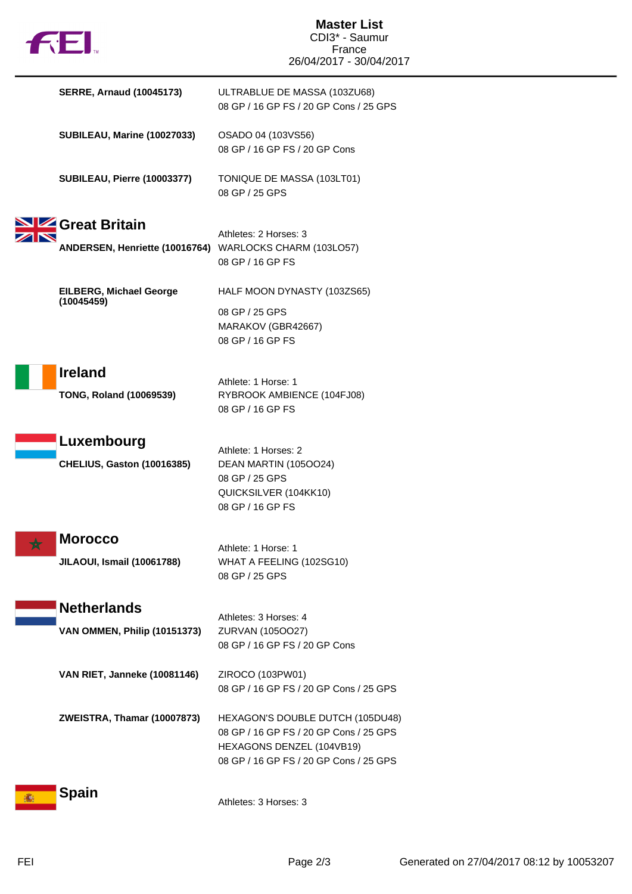# Master List

CDI3* - Saumur
France
26/04/2017 - 30/04/2017

**SERRE, Arnaud (10045173)**
ULTRABLUE DE MASSA (103ZU68)
08 GP / 16 GP FS / 20 GP Cons / 25 GPS

**SUBILEAU, Marine (10027033)**
OSADO 04 (103VS56)
08 GP / 16 GP FS / 20 GP Cons

**SUBILEAU, Pierre (10003377)**
TONIQUE DE MASSA (103LT01)
08 GP / 25 GPS

## Great Britain

Athletes: 2 Horses: 3

**ANDERSEN, Henriette (10016764)**
WARLOCKS CHARM (103LO57)
08 GP / 16 GP FS

**EILBERG, Michael George (10045459)**
HALF MOON DYNASTY (103ZS65)
08 GP / 25 GPS
MARAKOV (GBR42667)
08 GP / 16 GP FS

## Ireland

Athlete: 1 Horse: 1

**TONG, Roland (10069539)**
RYBROOK AMBIENCE (104FJ08)
08 GP / 16 GP FS

## Luxembourg

Athlete: 1 Horses: 2

**CHELIUS, Gaston (10016385)**
DEAN MARTIN (105OO24)
08 GP / 25 GPS
QUICKSILVER (104KK10)
08 GP / 16 GP FS

## Morocco

Athlete: 1 Horse: 1

**JILAOUI, Ismail (10061788)**
WHAT A FEELING (102SG10)
08 GP / 25 GPS

## Netherlands

Athletes: 3 Horses: 4

**VAN OMMEN, Philip (10151373)**
ZURVAN (105OO27)
08 GP / 16 GP FS / 20 GP Cons

**VAN RIET, Janneke (10081146)**
ZIROCO (103PW01)
08 GP / 16 GP FS / 20 GP Cons / 25 GPS

**ZWEISTRA, Thamar (10007873)**
HEXAGON'S DOUBLE DUTCH (105DU48)
08 GP / 16 GP FS / 20 GP Cons / 25 GPS
HEXAGONS DENZEL (104VB19)
08 GP / 16 GP FS / 20 GP Cons / 25 GPS

## Spain

Athletes: 3 Horses: 3

Generated on 27/04/2017 08:12 by 10053207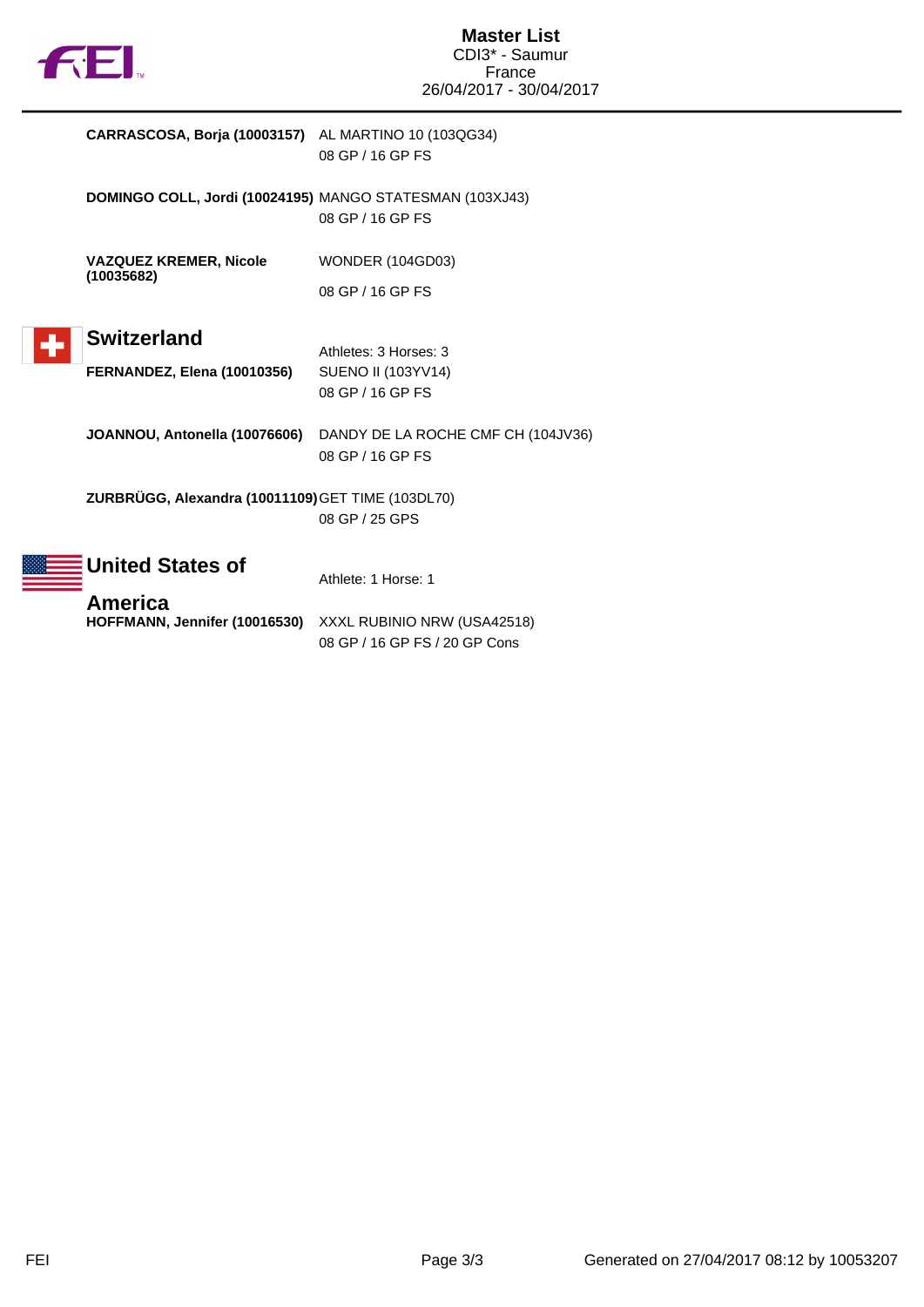# Master List
CDI3* - Saumur
France
26/04/2017 - 30/04/2017

**CARRASCOSA, Borja (10003157)** AL MARTINO 10 (103QG34)
08 GP / 16 GP FS

**DOMINGO COLL, Jordi (10024195)** MANGO STATESMAN (103XJ43)
08 GP / 16 GP FS

**VAZQUEZ KREMER, Nicole (10035682)** WONDER (104GD03)
08 GP / 16 GP FS

## Switzerland

Athletes: 3 Horses: 3

**FERNANDEZ, Elena (10010356)** SUENO II (103YV14)
08 GP / 16 GP FS

**JOANNOU, Antonella (10076606)** DANDY DE LA ROCHE CMF CH (104JV36)
08 GP / 16 GP FS

**ZURBRÜGG, Alexandra (10011109)** GET TIME (103DL70)
08 GP / 25 GPS

## United States of America

Athlete: 1 Horse: 1

**HOFFMANN, Jennifer (10016530)** XXXL RUBINIO NRW (USA42518)
08 GP / 16 GP FS / 20 GP Cons

Generated on 27/04/2017 08:12 by 10053207